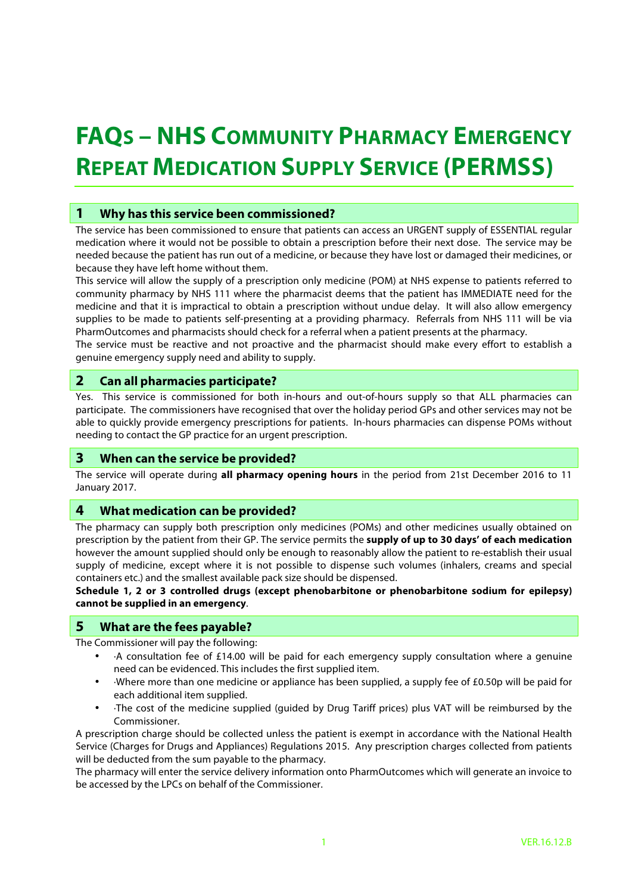# FAQs – NHS Community Pharmacy Emergency Repeat Medication Supply Service (PERMSS)

## 1 Why has this service been commissioned?

The service has been commissioned to ensure that patients can access an URGENT supply of ESSENTIAL regular medication where it would not be possible to obtain a prescription before their next dose. The service may be needed because the patient has run out of a medicine, or because they have lost or damaged their medicines, or because they have left home without them.

This service will allow the supply of a prescription only medicine (POM) at NHS expense to patients referred to community pharmacy by NHS 111 where the pharmacist deems that the patient has IMMEDIATE need for the medicine and that it is impractical to obtain a prescription without undue delay. It will also allow emergency supplies to be made to patients self-presenting at a providing pharmacy. Referrals from NHS 111 will be via PharmOutcomes and pharmacists should check for a referral when a patient presents at the pharmacy.

The service must be reactive and not proactive and the pharmacist should make every effort to establish a genuine emergency supply need and ability to supply.

## 2 Can all pharmacies participate?

Yes. This service is commissioned for both in-hours and out-of-hours supply so that ALL pharmacies can participate. The commissioners have recognised that over the holiday period GPs and other services may not be able to quickly provide emergency prescriptions for patients. In-hours pharmacies can dispense POMs without needing to contact the GP practice for an urgent prescription.

## 3 When can the service be provided?

The service will operate during **all pharmacy opening hours** in the period from 21st December 2016 to 11 January 2017.

## 4 What medication can be provided?

The pharmacy can supply both prescription only medicines (POMs) and other medicines usually obtained on prescription by the patient from their GP. The service permits the **supply of up to 30 days' of each medication** however the amount supplied should only be enough to reasonably allow the patient to re-establish their usual supply of medicine, except where it is not possible to dispense such volumes (inhalers, creams and special containers etc.) and the smallest available pack size should be dispensed.

**Schedule 1, 2 or 3 controlled drugs (except phenobarbitone or phenobarbitone sodium for epilepsy) cannot be supplied in an emergency**.

## 5 What are the fees payable?

The Commissioner will pay the following:

- ·A consultation fee of £14.00 will be paid for each emergency supply consultation where a genuine need can be evidenced. This includes the first supplied item.
- ·Where more than one medicine or appliance has been supplied, a supply fee of £0.50p will be paid for each additional item supplied.
- ·The cost of the medicine supplied (guided by Drug Tariff prices) plus VAT will be reimbursed by the Commissioner.

A prescription charge should be collected unless the patient is exempt in accordance with the National Health Service (Charges for Drugs and Appliances) Regulations 2015. Any prescription charges collected from patients will be deducted from the sum payable to the pharmacy.

The pharmacy will enter the service delivery information onto PharmOutcomes which will generate an invoice to be accessed by the LPCs on behalf of the Commissioner.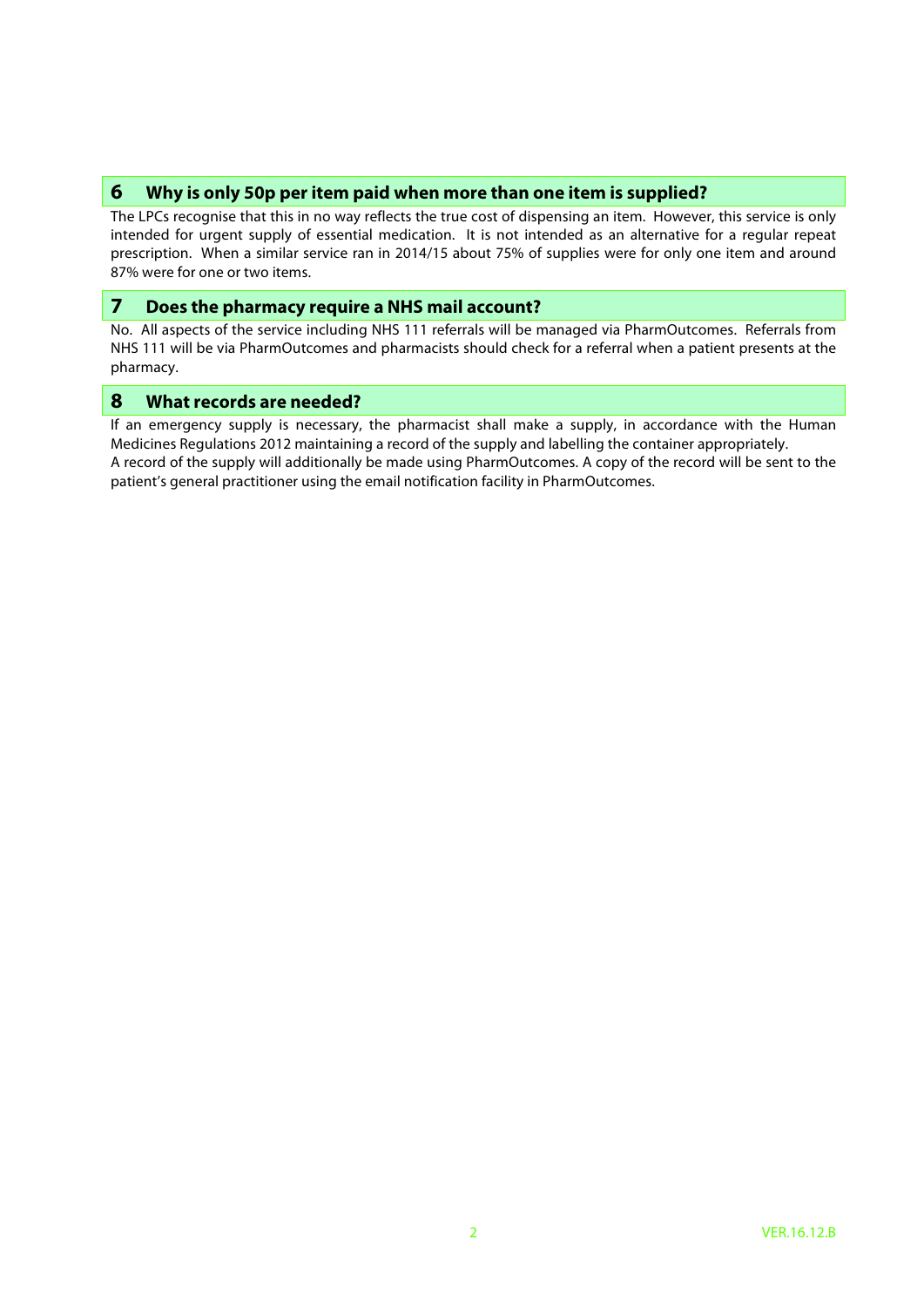## 6 Why is only 50p per item paid when more than one item is supplied?

The LPCs recognise that this in no way reflects the true cost of dispensing an item. However, this service is only intended for urgent supply of essential medication. It is not intended as an alternative for a regular repeat prescription. When a similar service ran in 2014/15 about 75% of supplies were for only one item and around 87% were for one or two items.

## 7 Does the pharmacy require a NHS mail account?

No. All aspects of the service including NHS 111 referrals will be managed via PharmOutcomes. Referrals from NHS 111 will be via PharmOutcomes and pharmacists should check for a referral when a patient presents at the pharmacy.

## 8 What records are needed?

If an emergency supply is necessary, the pharmacist shall make a supply, in accordance with the Human Medicines Regulations 2012 maintaining a record of the supply and labelling the container appropriately.
A record of the supply will additionally be made using PharmOutcomes. A copy of the record will be sent to the patient's general practitioner using the email notification facility in PharmOutcomes.